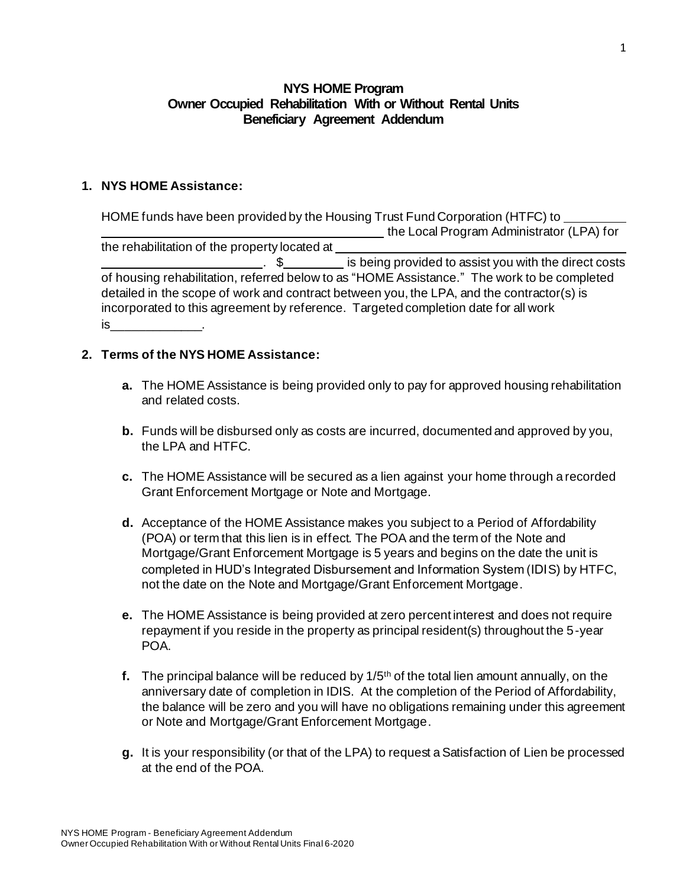# NYS HOME Program
## Owner Occupied Rehabilitation With or Without Rental Units
## Beneficiary Agreement Addendum

**1. NYS HOME Assistance:**

HOME funds have been provided by the Housing Trust Fund Corporation (HTFC) to ________________________________________________________ the Local Program Administrator (LPA) for the rehabilitation of the property located at ________________________________________________. $_________ is being provided to assist you with the direct costs of housing rehabilitation, referred below to as "HOME Assistance." The work to be completed detailed in the scope of work and contract between you, the LPA, and the contractor(s) is incorporated to this agreement by reference. Targeted completion date for all work is_____________.

**2. Terms of the NYS HOME Assistance:**

- **a.** The HOME Assistance is being provided only to pay for approved housing rehabilitation and related costs.
- **b.** Funds will be disbursed only as costs are incurred, documented and approved by you, the LPA and HTFC.
- **c.** The HOME Assistance will be secured as a lien against your home through a recorded Grant Enforcement Mortgage or Note and Mortgage.
- **d.** Acceptance of the HOME Assistance makes you subject to a Period of Affordability (POA) or term that this lien is in effect. The POA and the term of the Note and Mortgage/Grant Enforcement Mortgage is 5 years and begins on the date the unit is completed in HUD's Integrated Disbursement and Information System (IDIS) by HTFC, not the date on the Note and Mortgage/Grant Enforcement Mortgage.
- **e.** The HOME Assistance is being provided at zero percent interest and does not require repayment if you reside in the property as principal resident(s) throughout the 5-year POA.
- **f.** The principal balance will be reduced by 1/5th of the total lien amount annually, on the anniversary date of completion in IDIS. At the completion of the Period of Affordability, the balance will be zero and you will have no obligations remaining under this agreement or Note and Mortgage/Grant Enforcement Mortgage.
- **g.** It is your responsibility (or that of the LPA) to request a Satisfaction of Lien be processed at the end of the POA.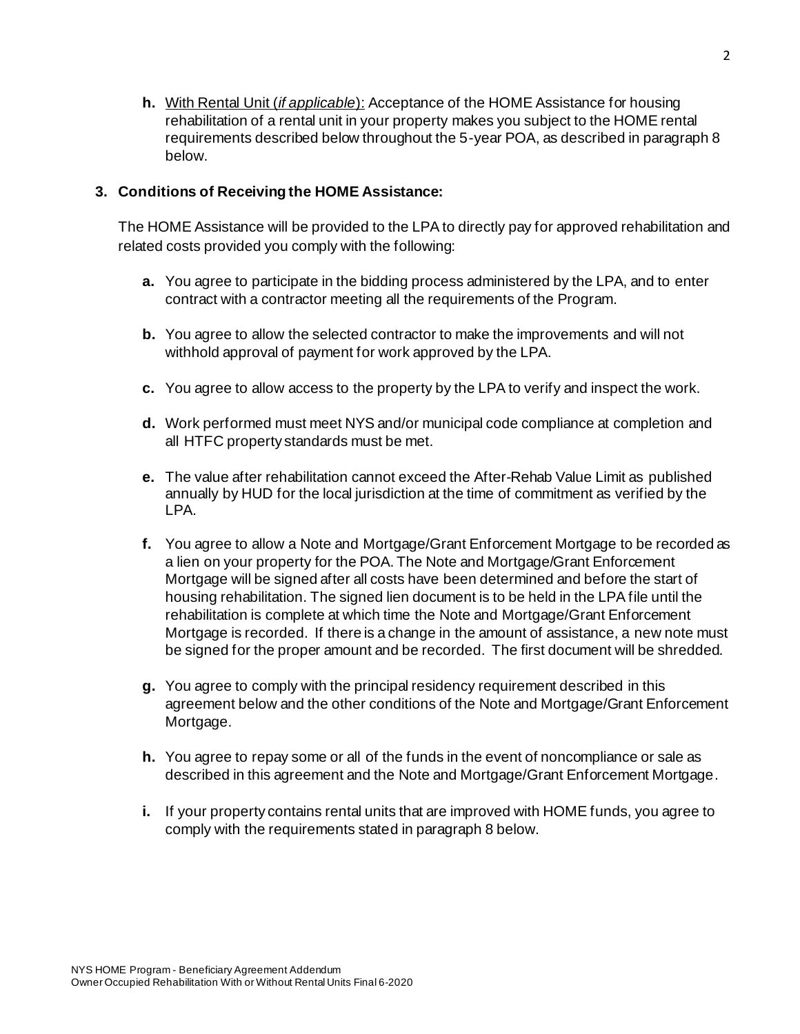**h.** <u>With Rental Unit (*if applicable*)</u>: Acceptance of the HOME Assistance for housing rehabilitation of a rental unit in your property makes you subject to the HOME rental requirements described below throughout the 5-year POA, as described in paragraph 8 below.

**3. Conditions of Receiving the HOME Assistance:**

The HOME Assistance will be provided to the LPA to directly pay for approved rehabilitation and related costs provided you comply with the following:

**a.** You agree to participate in the bidding process administered by the LPA, and to enter contract with a contractor meeting all the requirements of the Program.

**b.** You agree to allow the selected contractor to make the improvements and will not withhold approval of payment for work approved by the LPA.

**c.** You agree to allow access to the property by the LPA to verify and inspect the work.

**d.** Work performed must meet NYS and/or municipal code compliance at completion and all HTFC property standards must be met.

**e.** The value after rehabilitation cannot exceed the After-Rehab Value Limit as published annually by HUD for the local jurisdiction at the time of commitment as verified by the LPA.

**f.** You agree to allow a Note and Mortgage/Grant Enforcement Mortgage to be recorded as a lien on your property for the POA. The Note and Mortgage/Grant Enforcement Mortgage will be signed after all costs have been determined and before the start of housing rehabilitation. The signed lien document is to be held in the LPA file until the rehabilitation is complete at which time the Note and Mortgage/Grant Enforcement Mortgage is recorded. If there is a change in the amount of assistance, a new note must be signed for the proper amount and be recorded. The first document will be shredded.

**g.** You agree to comply with the principal residency requirement described in this agreement below and the other conditions of the Note and Mortgage/Grant Enforcement Mortgage.

**h.** You agree to repay some or all of the funds in the event of noncompliance or sale as described in this agreement and the Note and Mortgage/Grant Enforcement Mortgage.

**i.** If your property contains rental units that are improved with HOME funds, you agree to comply with the requirements stated in paragraph 8 below.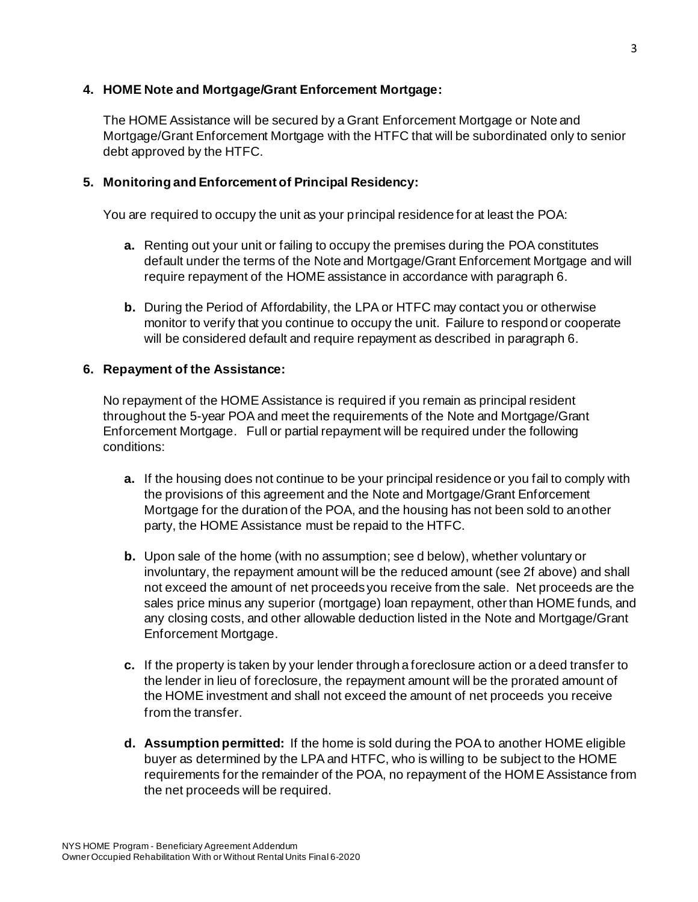**4. HOME Note and Mortgage/Grant Enforcement Mortgage:**

The HOME Assistance will be secured by a Grant Enforcement Mortgage or Note and Mortgage/Grant Enforcement Mortgage with the HTFC that will be subordinated only to senior debt approved by the HTFC.

**5. Monitoring and Enforcement of Principal Residency:**

You are required to occupy the unit as your principal residence for at least the POA:

- **a.** Renting out your unit or failing to occupy the premises during the POA constitutes default under the terms of the Note and Mortgage/Grant Enforcement Mortgage and will require repayment of the HOME assistance in accordance with paragraph 6.
- **b.** During the Period of Affordability, the LPA or HTFC may contact you or otherwise monitor to verify that you continue to occupy the unit. Failure to respond or cooperate will be considered default and require repayment as described in paragraph 6.

**6. Repayment of the Assistance:**

No repayment of the HOME Assistance is required if you remain as principal resident throughout the 5-year POA and meet the requirements of the Note and Mortgage/Grant Enforcement Mortgage. Full or partial repayment will be required under the following conditions:

- **a.** If the housing does not continue to be your principal residence or you fail to comply with the provisions of this agreement and the Note and Mortgage/Grant Enforcement Mortgage for the duration of the POA, and the housing has not been sold to another party, the HOME Assistance must be repaid to the HTFC.
- **b.** Upon sale of the home (with no assumption; see d below), whether voluntary or involuntary, the repayment amount will be the reduced amount (see 2f above) and shall not exceed the amount of net proceeds you receive from the sale. Net proceeds are the sales price minus any superior (mortgage) loan repayment, other than HOME funds, and any closing costs, and other allowable deduction listed in the Note and Mortgage/Grant Enforcement Mortgage.
- **c.** If the property is taken by your lender through a foreclosure action or a deed transfer to the lender in lieu of foreclosure, the repayment amount will be the prorated amount of the HOME investment and shall not exceed the amount of net proceeds you receive from the transfer.
- **d. Assumption permitted:** If the home is sold during the POA to another HOME eligible buyer as determined by the LPA and HTFC, who is willing to be subject to the HOME requirements for the remainder of the POA, no repayment of the HOME Assistance from the net proceeds will be required.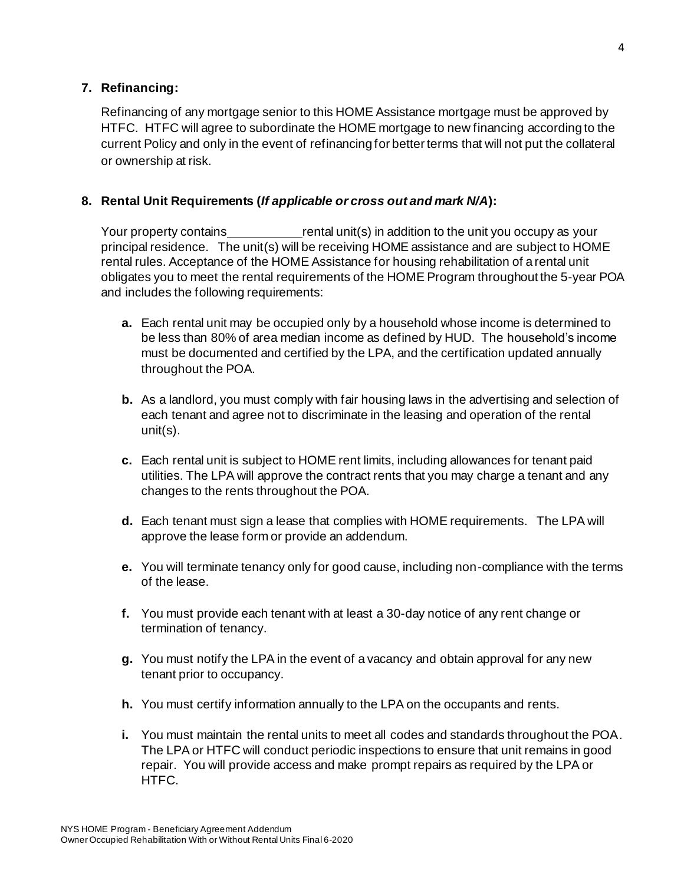**7. Refinancing:**

Refinancing of any mortgage senior to this HOME Assistance mortgage must be approved by HTFC. HTFC will agree to subordinate the HOME mortgage to new financing according to the current Policy and only in the event of refinancing for better terms that will not put the collateral or ownership at risk.

**8. Rental Unit Requirements (*If applicable or cross out and mark N/A*):**

Your property contains __________ rental unit(s) in addition to the unit you occupy as your principal residence. The unit(s) will be receiving HOME assistance and are subject to HOME rental rules. Acceptance of the HOME Assistance for housing rehabilitation of a rental unit obligates you to meet the rental requirements of the HOME Program throughout the 5-year POA and includes the following requirements:

- **a.** Each rental unit may be occupied only by a household whose income is determined to be less than 80% of area median income as defined by HUD. The household's income must be documented and certified by the LPA, and the certification updated annually throughout the POA.
- **b.** As a landlord, you must comply with fair housing laws in the advertising and selection of each tenant and agree not to discriminate in the leasing and operation of the rental unit(s).
- **c.** Each rental unit is subject to HOME rent limits, including allowances for tenant paid utilities. The LPA will approve the contract rents that you may charge a tenant and any changes to the rents throughout the POA.
- **d.** Each tenant must sign a lease that complies with HOME requirements. The LPA will approve the lease form or provide an addendum.
- **e.** You will terminate tenancy only for good cause, including non-compliance with the terms of the lease.
- **f.** You must provide each tenant with at least a 30-day notice of any rent change or termination of tenancy.
- **g.** You must notify the LPA in the event of a vacancy and obtain approval for any new tenant prior to occupancy.
- **h.** You must certify information annually to the LPA on the occupants and rents.
- **i.** You must maintain the rental units to meet all codes and standards throughout the POA. The LPA or HTFC will conduct periodic inspections to ensure that unit remains in good repair. You will provide access and make prompt repairs as required by the LPA or HTFC.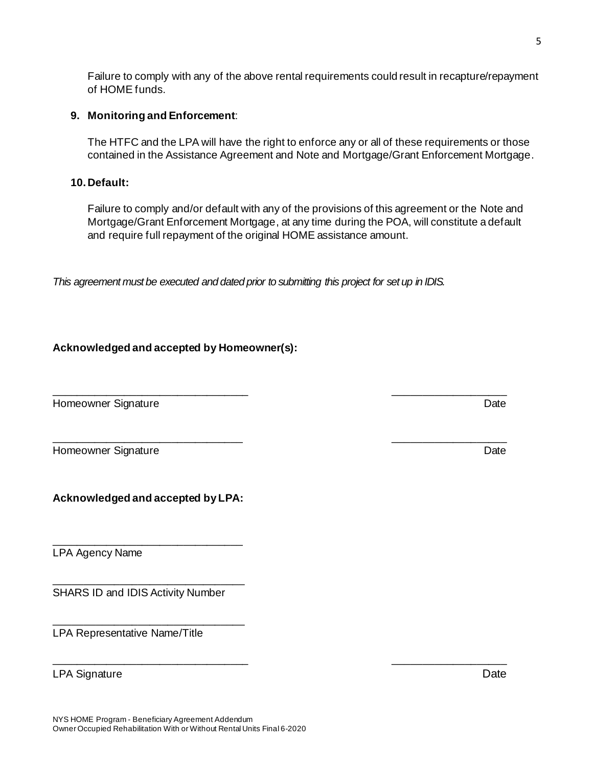Failure to comply with any of the above rental requirements could result in recapture/repayment of HOME funds.

**9. Monitoring and Enforcement**:

The HTFC and the LPA will have the right to enforce any or all of these requirements or those contained in the Assistance Agreement and Note and Mortgage/Grant Enforcement Mortgage.

**10. Default:**

Failure to comply and/or default with any of the provisions of this agreement or the Note and Mortgage/Grant Enforcement Mortgage, at any time during the POA, will constitute a default and require full repayment of the original HOME assistance amount.

*This agreement must be executed and dated prior to submitting this project for set up in IDIS.*

**Acknowledged and accepted by Homeowner(s):**

________________________________ ___________________

Homeowner Signature Date

________________________________ ___________________

Homeowner Signature Date

**Acknowledged and accepted by LPA:**

________________________________

LPA Agency Name

________________________________

SHARS ID and IDIS Activity Number

________________________________

LPA Representative Name/Title

________________________________ ___________________

LPA Signature Date

NYS HOME Program - Beneficiary Agreement Addendum
Owner Occupied Rehabilitation With or Without Rental Units Final 6-2020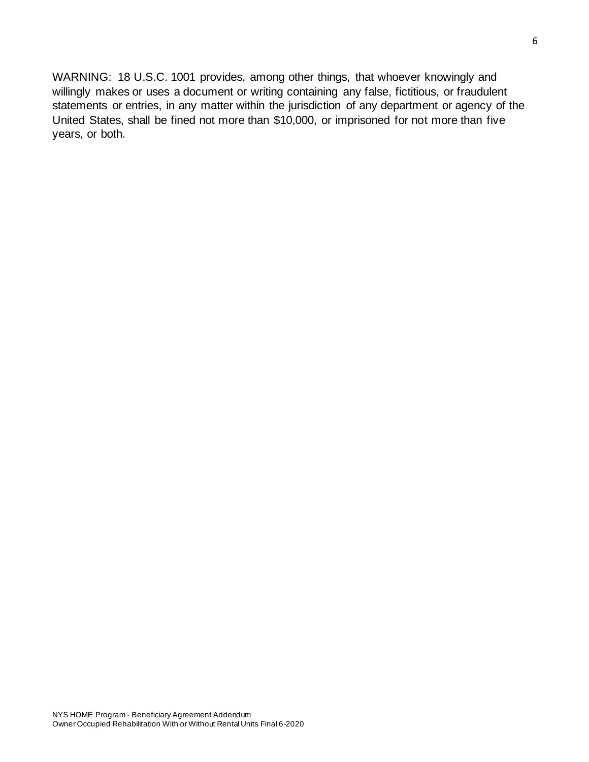WARNING: 18 U.S.C. 1001 provides, among other things, that whoever knowingly and willingly makes or uses a document or writing containing any false, fictitious, or fraudulent statements or entries, in any matter within the jurisdiction of any department or agency of the United States, shall be fined not more than $10,000, or imprisoned for not more than five years, or both.